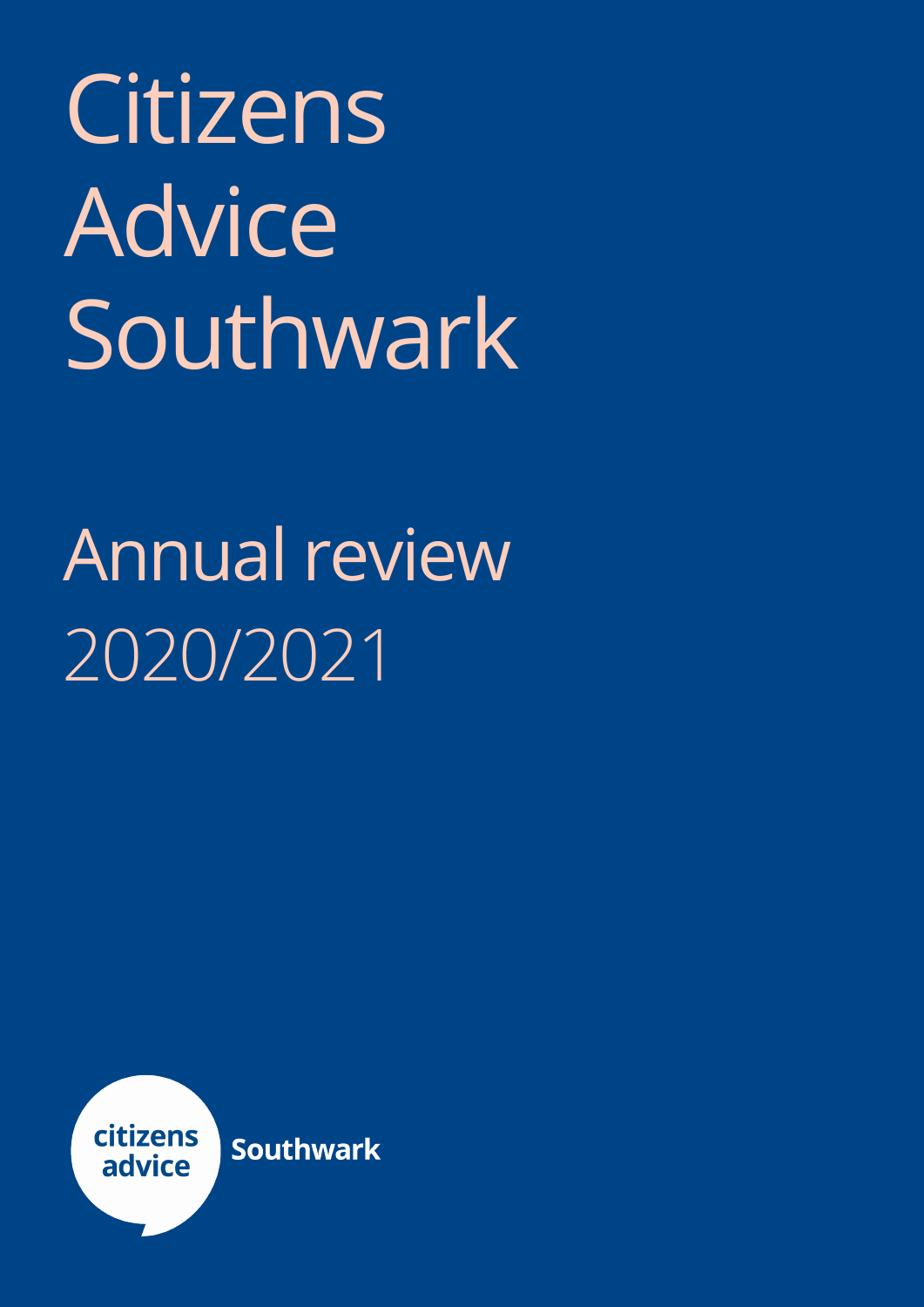# Citizens Advice Southwark

## Annual review 2020/2021

citizens advice Southwark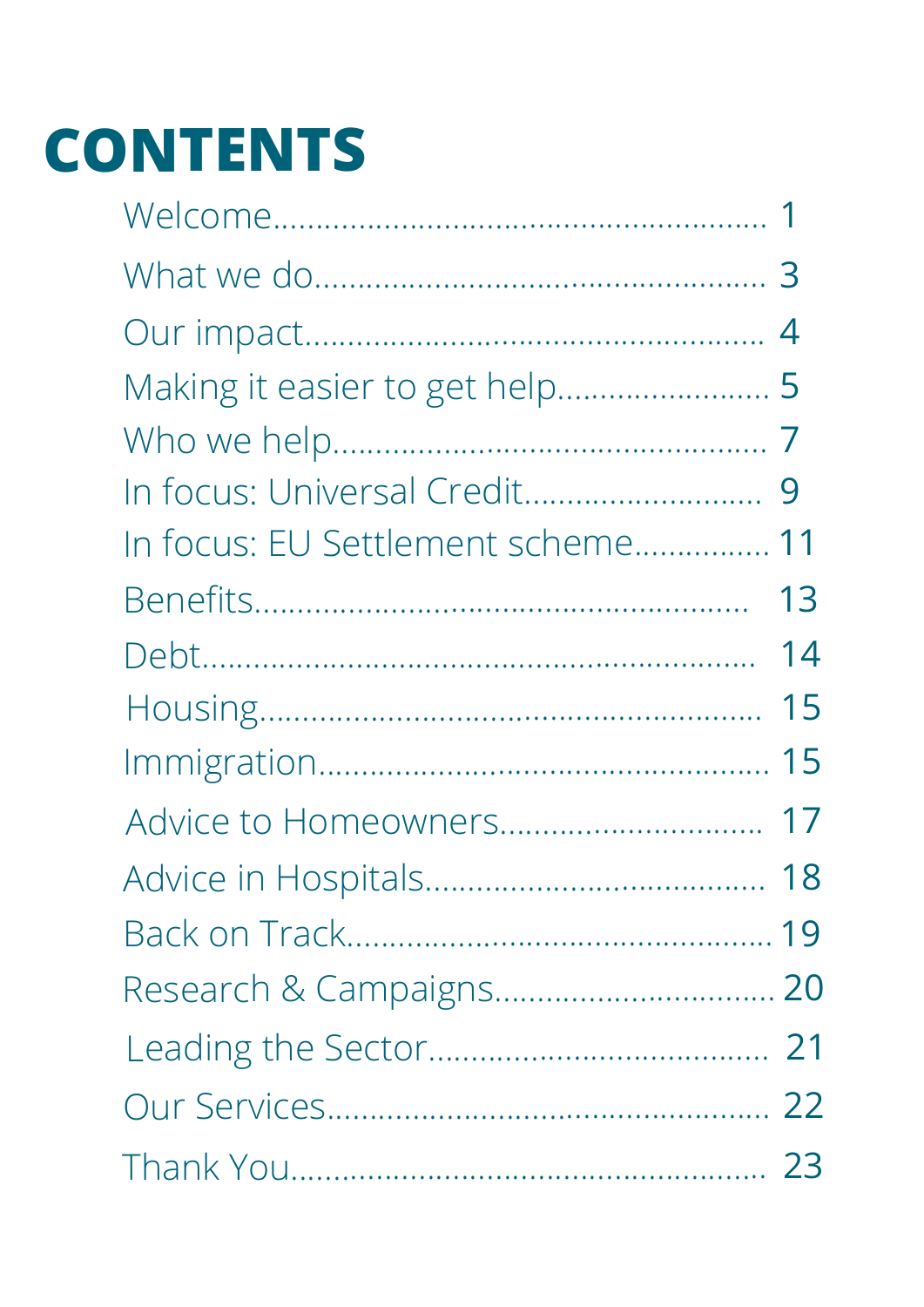# CONTENTS

| | |
|---|---|
| Welcome | 1 |
| What we do | 3 |
| Our impact | 4 |
| Making it easier to get help | 5 |
| Who we help | 7 |
| In focus: Universal Credit | 9 |
| In focus: EU Settlement scheme | 11 |
| Benefits | 13 |
| Debt | 14 |
| Housing | 15 |
| Immigration | 15 |
| Advice to Homeowners | 17 |
| Advice in Hospitals | 18 |
| Back on Track | 19 |
| Research & Campaigns | 20 |
| Leading the Sector | 21 |
| Our Services | 22 |
| Thank You | 23 |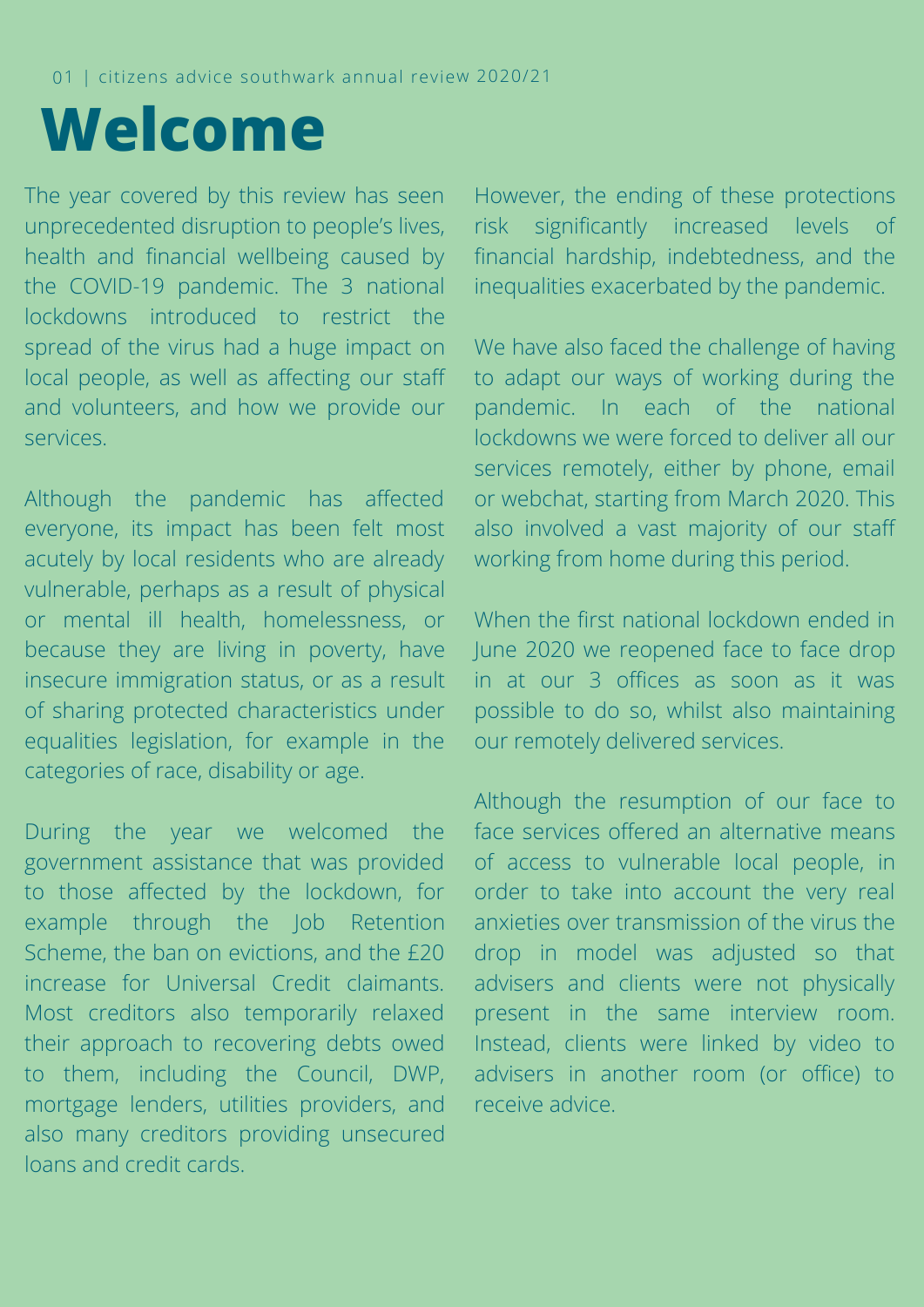# Welcome

The year covered by this review has seen unprecedented disruption to people's lives, health and financial wellbeing caused by the COVID-19 pandemic. The 3 national lockdowns introduced to restrict the spread of the virus had a huge impact on local people, as well as affecting our staff and volunteers, and how we provide our services.

Although the pandemic has affected everyone, its impact has been felt most acutely by local residents who are already vulnerable, perhaps as a result of physical or mental ill health, homelessness, or because they are living in poverty, have insecure immigration status, or as a result of sharing protected characteristics under equalities legislation, for example in the categories of race, disability or age.

During the year we welcomed the government assistance that was provided to those affected by the lockdown, for example through the Job Retention Scheme, the ban on evictions, and the £20 increase for Universal Credit claimants. Most creditors also temporarily relaxed their approach to recovering debts owed to them, including the Council, DWP, mortgage lenders, utilities providers, and also many creditors providing unsecured loans and credit cards.

However, the ending of these protections risk significantly increased levels of financial hardship, indebtedness, and the inequalities exacerbated by the pandemic.

We have also faced the challenge of having to adapt our ways of working during the pandemic. In each of the national lockdowns we were forced to deliver all our services remotely, either by phone, email or webchat, starting from March 2020. This also involved a vast majority of our staff working from home during this period.

When the first national lockdown ended in June 2020 we reopened face to face drop in at our 3 offices as soon as it was possible to do so, whilst also maintaining our remotely delivered services.

Although the resumption of our face to face services offered an alternative means of access to vulnerable local people, in order to take into account the very real anxieties over transmission of the virus the drop in model was adjusted so that advisers and clients were not physically present in the same interview room. Instead, clients were linked by video to advisers in another room (or office) to receive advice.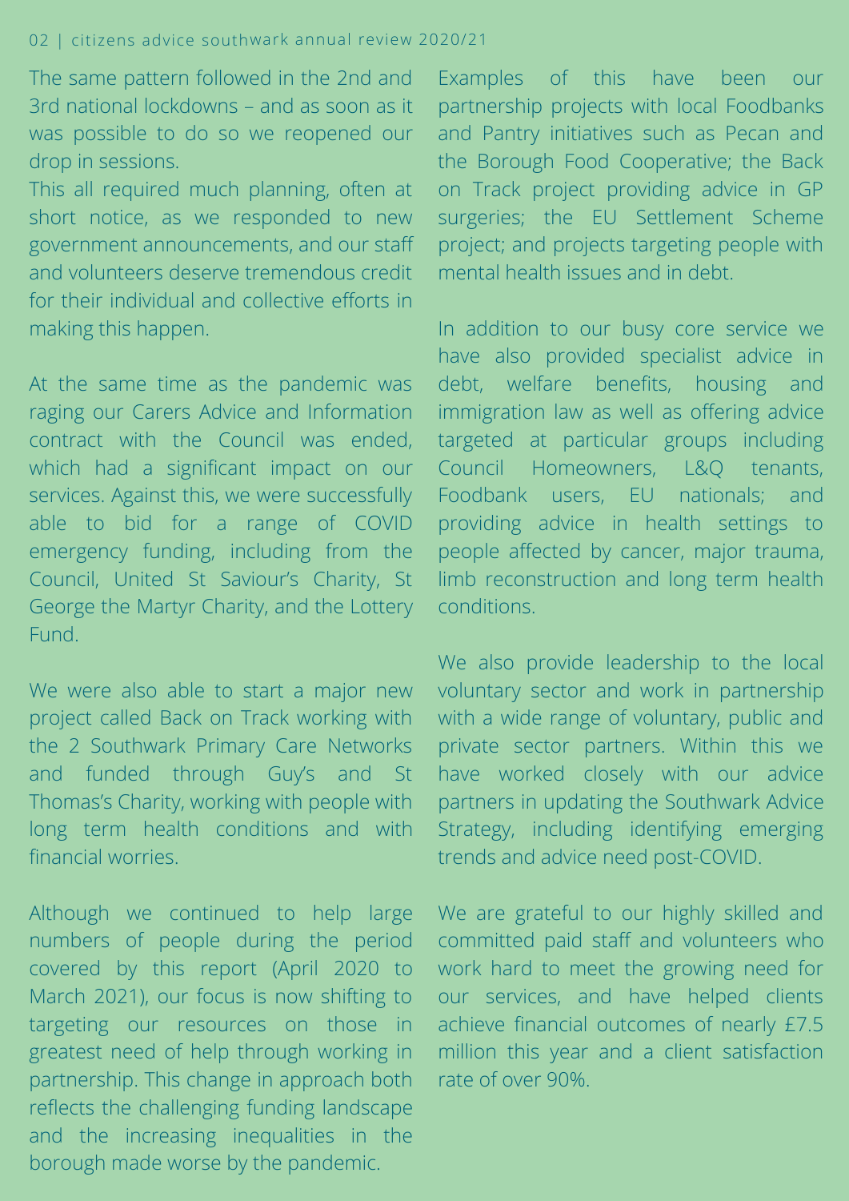The same pattern followed in the 2nd and 3rd national lockdowns – and as soon as it was possible to do so we reopened our drop in sessions.

This all required much planning, often at short notice, as we responded to new government announcements, and our staff and volunteers deserve tremendous credit for their individual and collective efforts in making this happen.

At the same time as the pandemic was raging our Carers Advice and Information contract with the Council was ended, which had a significant impact on our services. Against this, we were successfully able to bid for a range of COVID emergency funding, including from the Council, United St Saviour's Charity, St George the Martyr Charity, and the Lottery Fund.

We were also able to start a major new project called Back on Track working with the 2 Southwark Primary Care Networks and funded through Guy's and St Thomas's Charity, working with people with long term health conditions and with financial worries.

Although we continued to help large numbers of people during the period covered by this report (April 2020 to March 2021), our focus is now shifting to targeting our resources on those in greatest need of help through working in partnership. This change in approach both reflects the challenging funding landscape and the increasing inequalities in the borough made worse by the pandemic.

Examples of this have been our partnership projects with local Foodbanks and Pantry initiatives such as Pecan and the Borough Food Cooperative; the Back on Track project providing advice in GP surgeries; the EU Settlement Scheme project; and projects targeting people with mental health issues and in debt.

In addition to our busy core service we have also provided specialist advice in debt, welfare benefits, housing and immigration law as well as offering advice targeted at particular groups including Council Homeowners, L&Q tenants, Foodbank users, EU nationals; and providing advice in health settings to people affected by cancer, major trauma, limb reconstruction and long term health conditions.

We also provide leadership to the local voluntary sector and work in partnership with a wide range of voluntary, public and private sector partners. Within this we have worked closely with our advice partners in updating the Southwark Advice Strategy, including identifying emerging trends and advice need post-COVID.

We are grateful to our highly skilled and committed paid staff and volunteers who work hard to meet the growing need for our services, and have helped clients achieve financial outcomes of nearly £7.5 million this year and a client satisfaction rate of over 90%.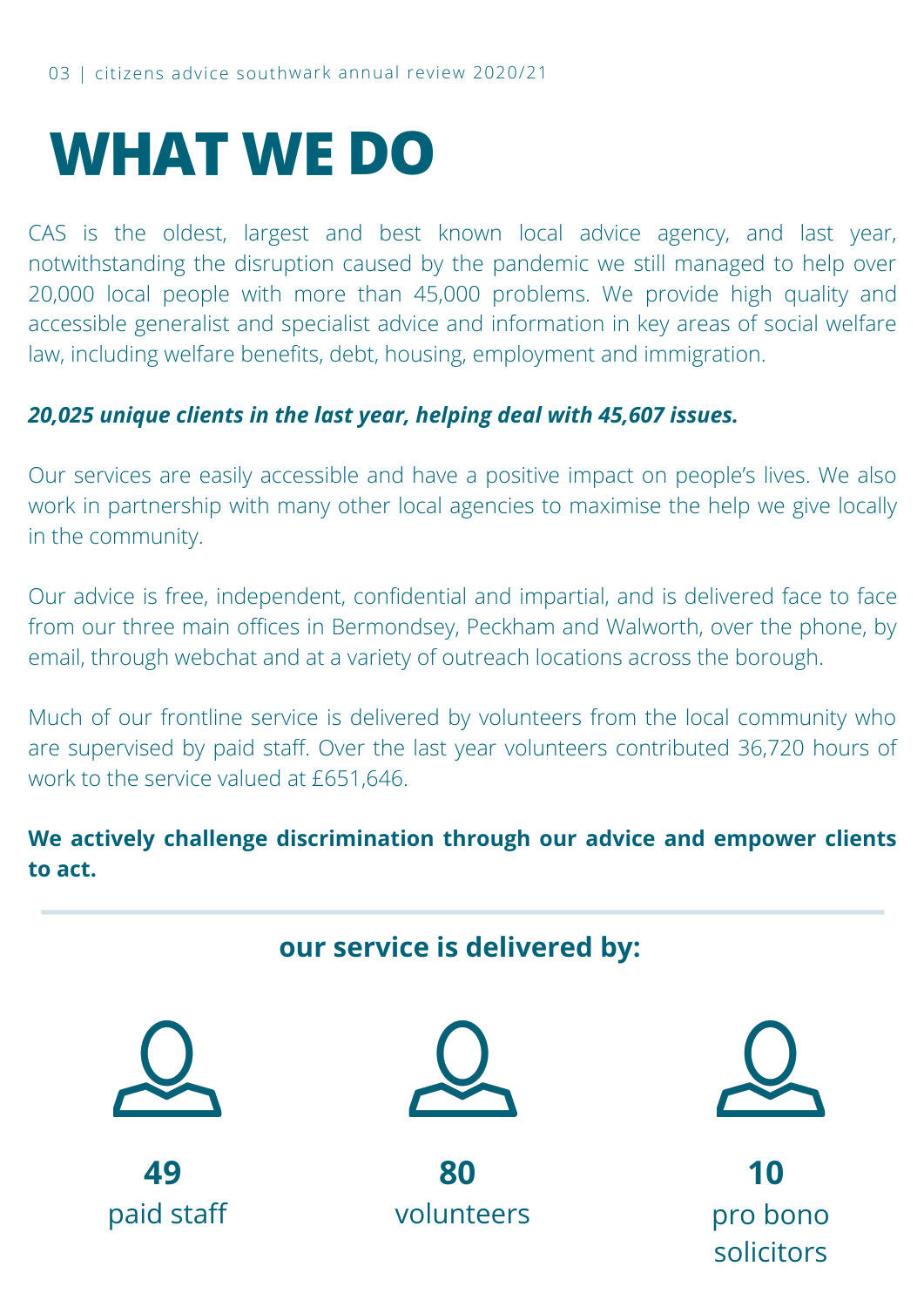# WHAT WE DO

CAS is the oldest, largest and best known local advice agency, and last year, notwithstanding the disruption caused by the pandemic we still managed to help over 20,000 local people with more than 45,000 problems. We provide high quality and accessible generalist and specialist advice and information in key areas of social welfare law, including welfare benefits, debt, housing, employment and immigration.

***20,025 unique clients in the last year, helping deal with 45,607 issues.***

Our services are easily accessible and have a positive impact on people's lives. We also work in partnership with many other local agencies to maximise the help we give locally in the community.

Our advice is free, independent, confidential and impartial, and is delivered face to face from our three main offices in Bermondsey, Peckham and Walworth, over the phone, by email, through webchat and at a variety of outreach locations across the borough.

Much of our frontline service is delivered by volunteers from the local community who are supervised by paid staff. Over the last year volunteers contributed 36,720 hours of work to the service valued at £651,646.

**We actively challenge discrimination through our advice and empower clients to act.**

## our service is delivered by:

**49**
paid staff

**80**
volunteers

**10**
pro bono solicitors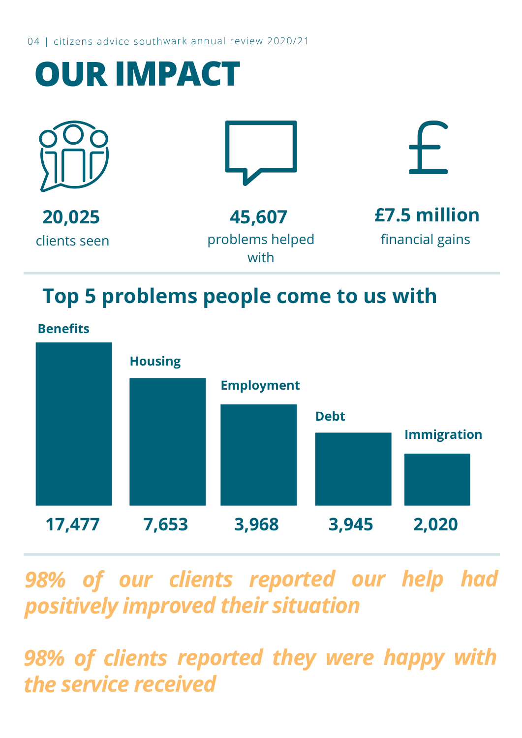# OUR IMPACT

**20,025**
clients seen

**45,607**
problems helped with

**£7.5 million**
financial gains

## Top 5 problems people come to us with

| Problem | Number |
| --- | --- |
| Benefits | 17,477 |
| Housing | 7,653 |
| Employment | 3,968 |
| Debt | 3,945 |
| Immigration | 2,020 |

***98% of our clients reported our help had positively improved their situation***

***98% of clients reported they were happy with the service received***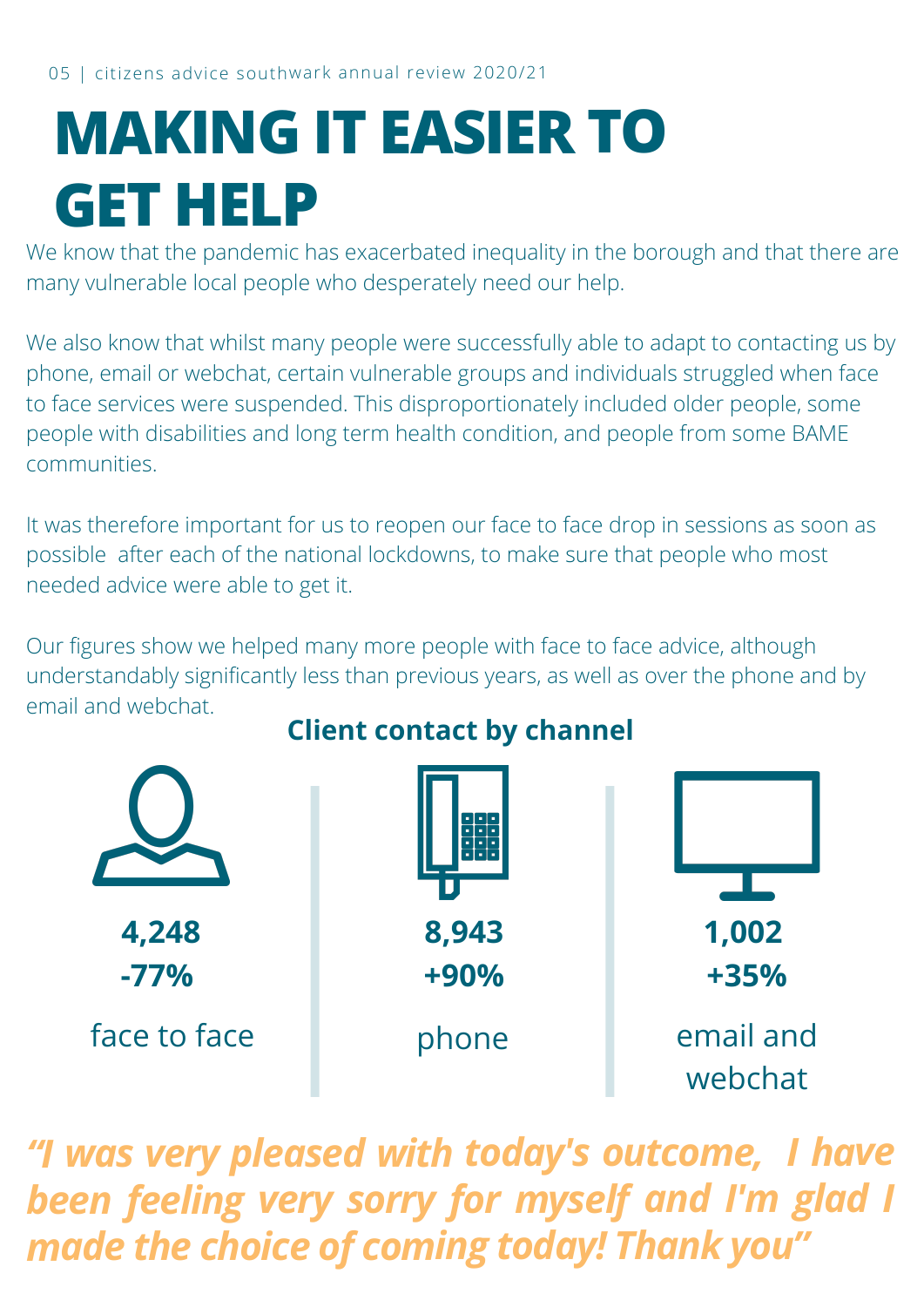# MAKING IT EASIER TO GET HELP

We know that the pandemic has exacerbated inequality in the borough and that there are many vulnerable local people who desperately need our help.

We also know that whilst many people were successfully able to adapt to contacting us by phone, email or webchat, certain vulnerable groups and individuals struggled when face to face services were suspended. This disproportionately included older people, some people with disabilities and long term health condition, and people from some BAME communities.

It was therefore important for us to reopen our face to face drop in sessions as soon as possible after each of the national lockdowns, to make sure that people who most needed advice were able to get it.

Our figures show we helped many more people with face to face advice, although understandably significantly less than previous years, as well as over the phone and by email and webchat.

**Client contact by channel**

| Channel | Contacts | Change |
| --- | --- | --- |
| face to face | **4,248** | **-77%** |
| phone | **8,943** | **+90%** |
| email and webchat | **1,002** | **+35%** |

***"I was very pleased with today's outcome, I have been feeling very sorry for myself and I'm glad I made the choice of coming today! Thank you"***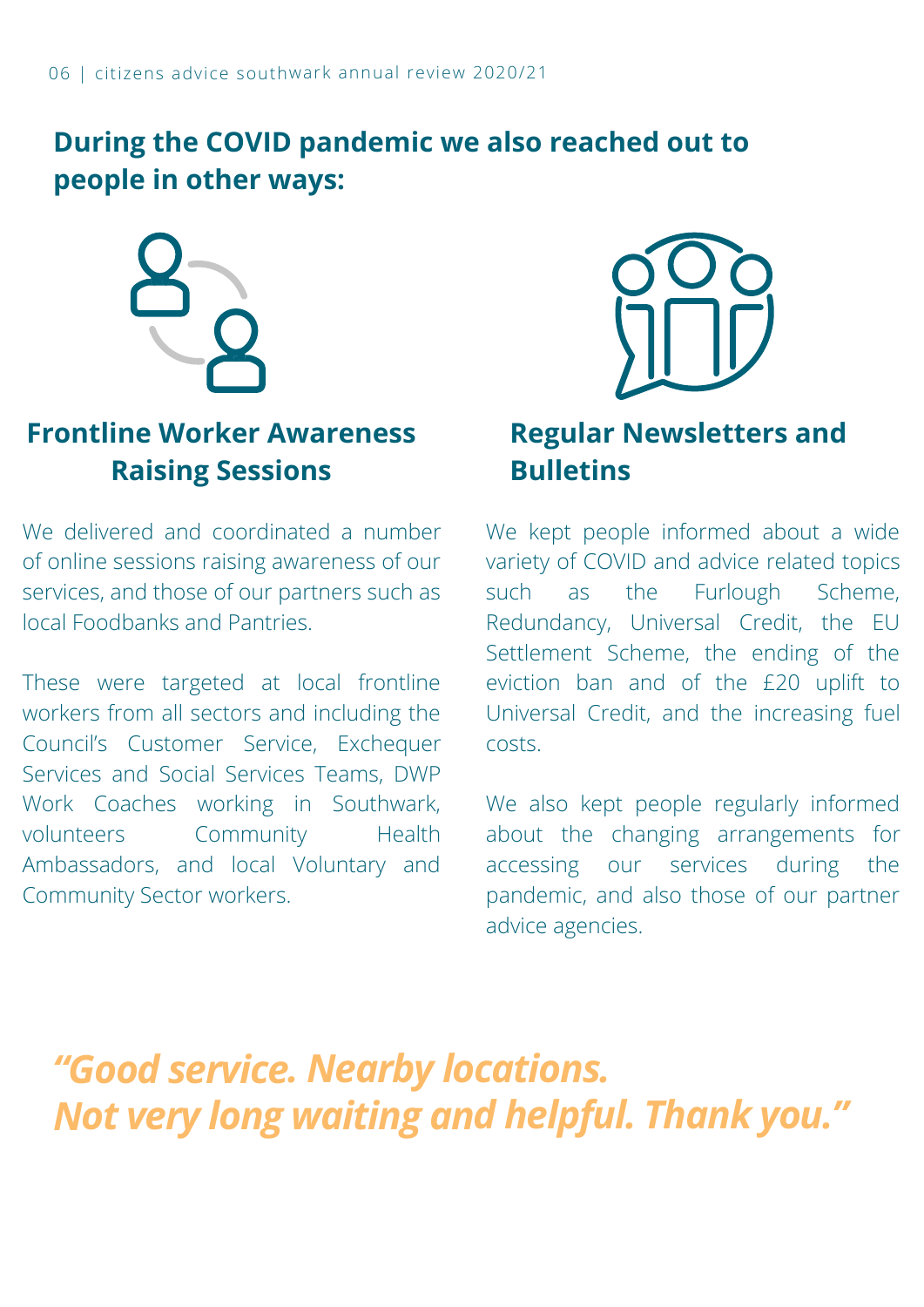## During the COVID pandemic we also reached out to people in other ways:

### Frontline Worker Awareness Raising Sessions

We delivered and coordinated a number of online sessions raising awareness of our services, and those of our partners such as local Foodbanks and Pantries.

These were targeted at local frontline workers from all sectors and including the Council's Customer Service, Exchequer Services and Social Services Teams, DWP Work Coaches working in Southwark, volunteers Community Health Ambassadors, and local Voluntary and Community Sector workers.

### Regular Newsletters and Bulletins

We kept people informed about a wide variety of COVID and advice related topics such as the Furlough Scheme, Redundancy, Universal Credit, the EU Settlement Scheme, the ending of the eviction ban and of the £20 uplift to Universal Credit, and the increasing fuel costs.

We also kept people regularly informed about the changing arrangements for accessing our services during the pandemic, and also those of our partner advice agencies.

***"Good service. Nearby locations. Not very long waiting and helpful. Thank you."***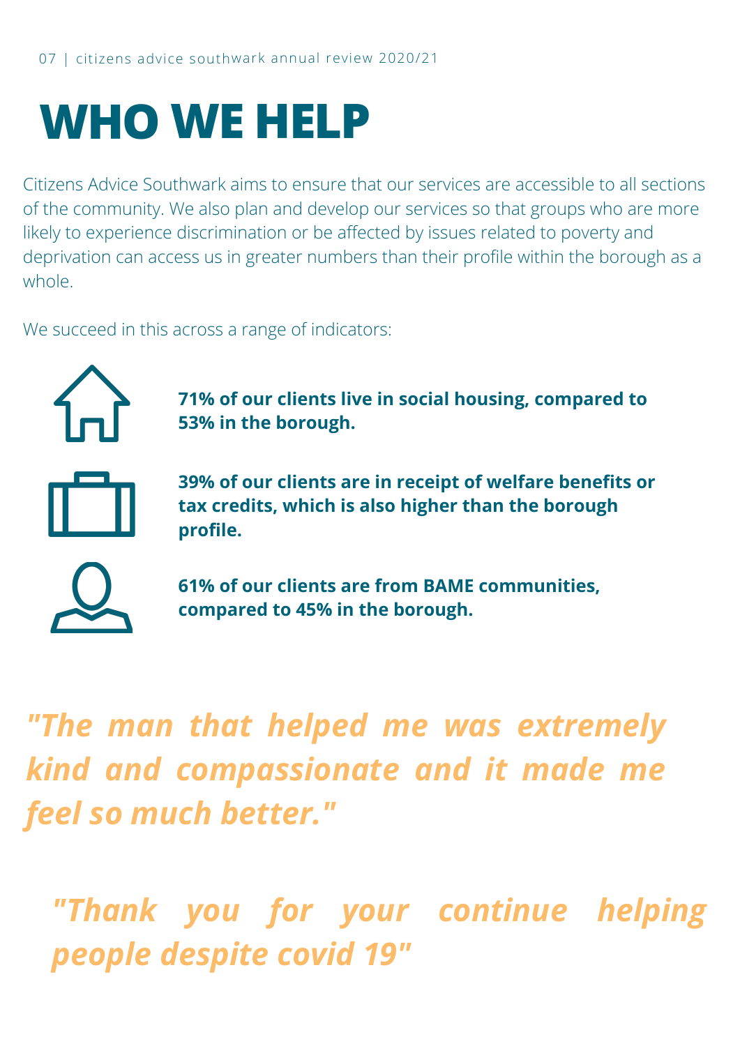# WHO WE HELP

Citizens Advice Southwark aims to ensure that our services are accessible to all sections of the community. We also plan and develop our services so that groups who are more likely to experience discrimination or be affected by issues related to poverty and deprivation can access us in greater numbers than their profile within the borough as a whole.

We succeed in this across a range of indicators:

**71% of our clients live in social housing, compared to 53% in the borough.**

**39% of our clients are in receipt of welfare benefits or tax credits, which is also higher than the borough profile.**

**61% of our clients are from BAME communities, compared to 45% in the borough.**

*"The man that helped me was extremely kind and compassionate and it made me feel so much better."*

*"Thank you for your continue helping people despite covid 19"*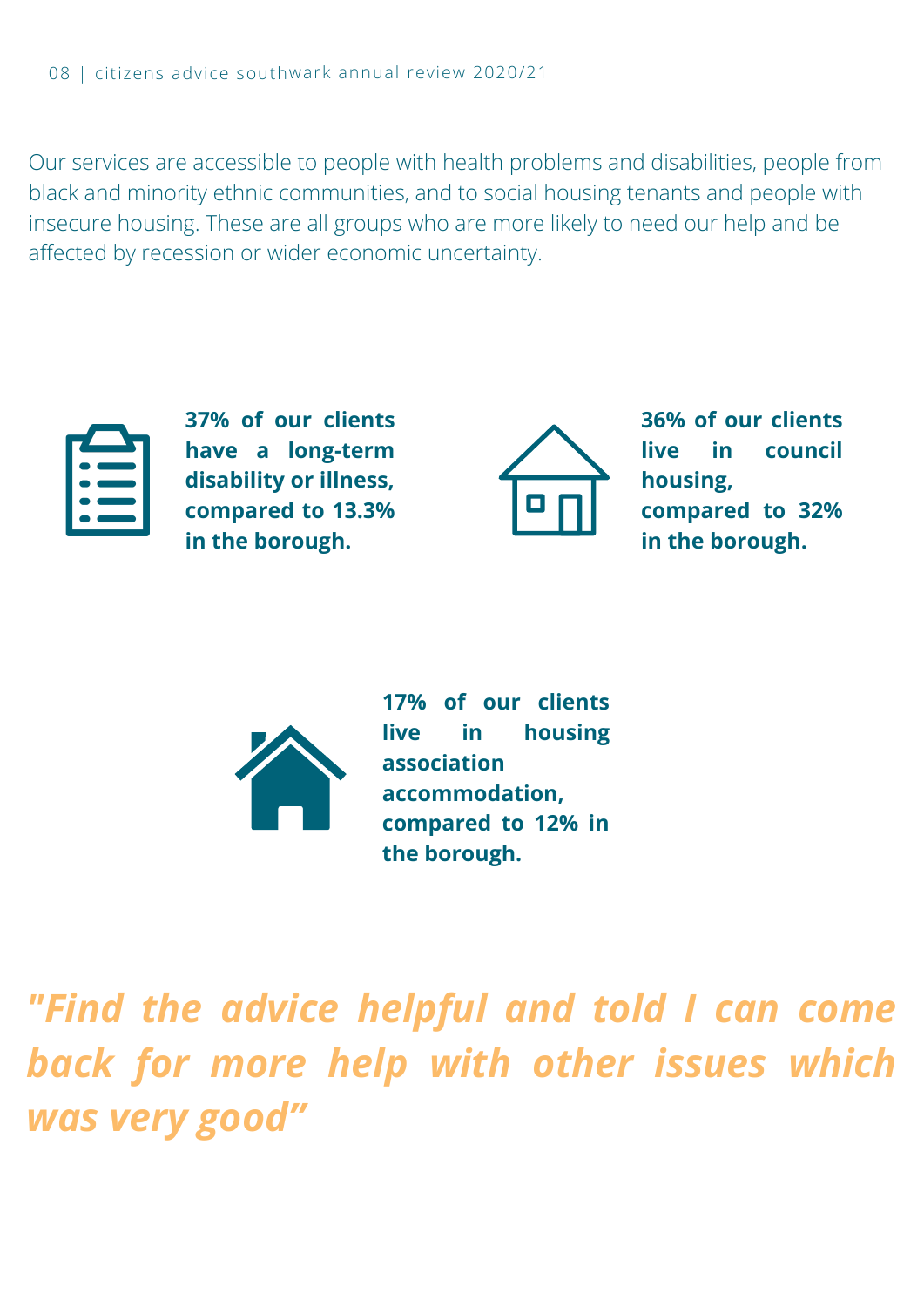Our services are accessible to people with health problems and disabilities, people from black and minority ethnic communities, and to social housing tenants and people with insecure housing. These are all groups who are more likely to need our help and be affected by recession or wider economic uncertainty.

**37% of our clients have a long-term disability or illness, compared to 13.3% in the borough.**

**36% of our clients live in council housing, compared to 32% in the borough.**

**17% of our clients live in housing association accommodation, compared to 12% in the borough.**

***"Find the advice helpful and told I can come back for more help with other issues which was very good"***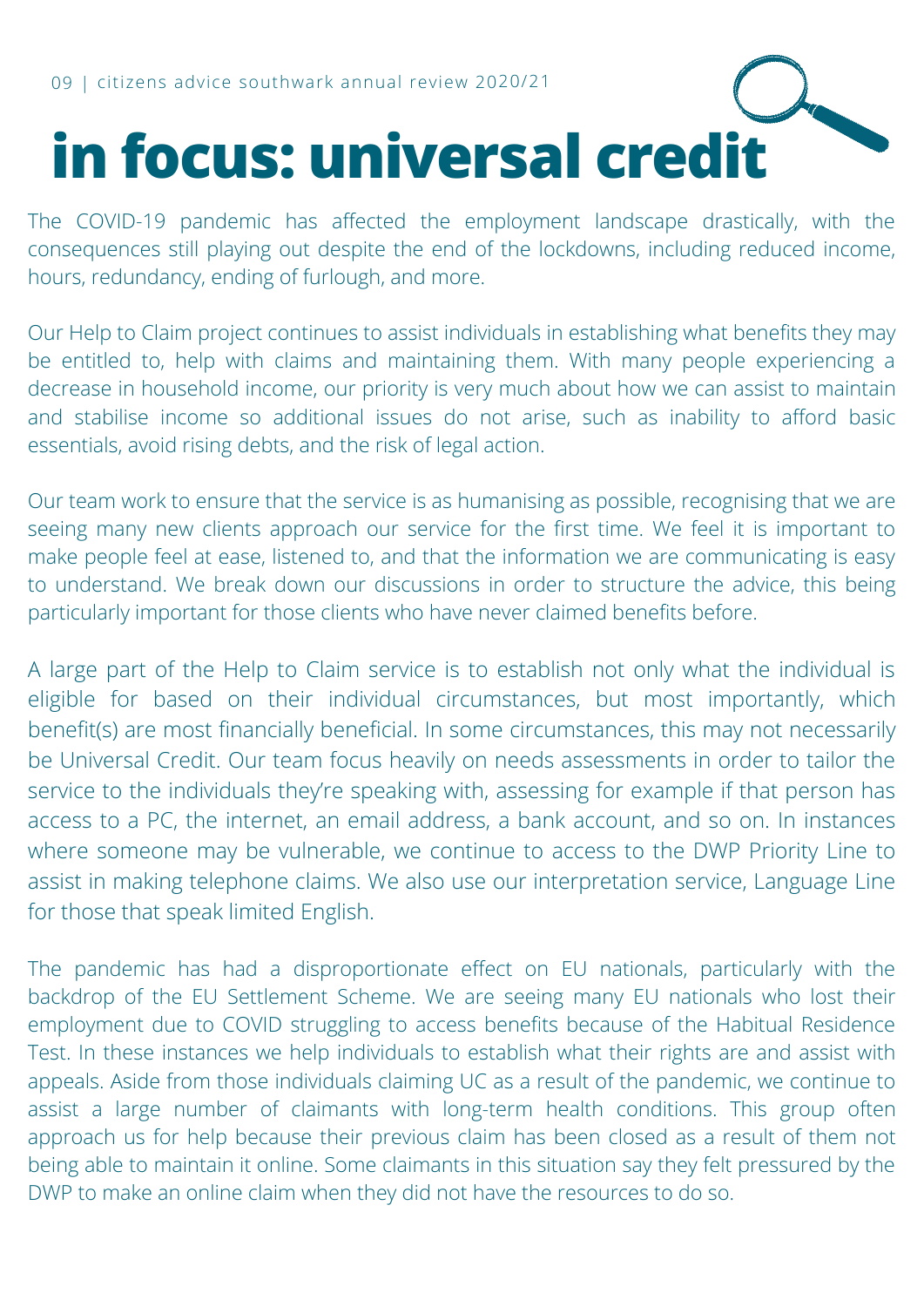# in focus: universal credit

The COVID-19 pandemic has affected the employment landscape drastically, with the consequences still playing out despite the end of the lockdowns, including reduced income, hours, redundancy, ending of furlough, and more.

Our Help to Claim project continues to assist individuals in establishing what benefits they may be entitled to, help with claims and maintaining them. With many people experiencing a decrease in household income, our priority is very much about how we can assist to maintain and stabilise income so additional issues do not arise, such as inability to afford basic essentials, avoid rising debts, and the risk of legal action.

Our team work to ensure that the service is as humanising as possible, recognising that we are seeing many new clients approach our service for the first time. We feel it is important to make people feel at ease, listened to, and that the information we are communicating is easy to understand. We break down our discussions in order to structure the advice, this being particularly important for those clients who have never claimed benefits before.

A large part of the Help to Claim service is to establish not only what the individual is eligible for based on their individual circumstances, but most importantly, which benefit(s) are most financially beneficial. In some circumstances, this may not necessarily be Universal Credit. Our team focus heavily on needs assessments in order to tailor the service to the individuals they're speaking with, assessing for example if that person has access to a PC, the internet, an email address, a bank account, and so on. In instances where someone may be vulnerable, we continue to access to the DWP Priority Line to assist in making telephone claims. We also use our interpretation service, Language Line for those that speak limited English.

The pandemic has had a disproportionate effect on EU nationals, particularly with the backdrop of the EU Settlement Scheme. We are seeing many EU nationals who lost their employment due to COVID struggling to access benefits because of the Habitual Residence Test. In these instances we help individuals to establish what their rights are and assist with appeals. Aside from those individuals claiming UC as a result of the pandemic, we continue to assist a large number of claimants with long-term health conditions. This group often approach us for help because their previous claim has been closed as a result of them not being able to maintain it online. Some claimants in this situation say they felt pressured by the DWP to make an online claim when they did not have the resources to do so.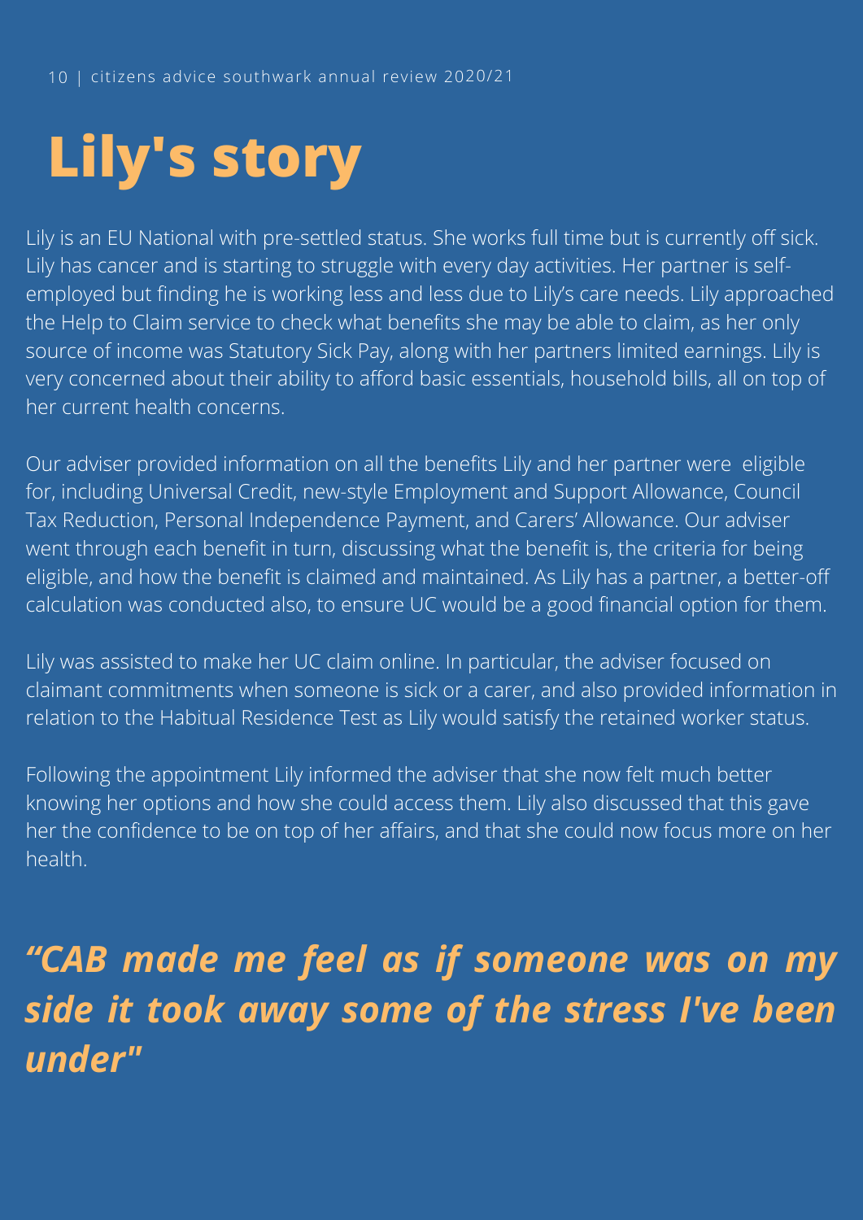# Lily's story

Lily is an EU National with pre-settled status. She works full time but is currently off sick. Lily has cancer and is starting to struggle with every day activities. Her partner is self-employed but finding he is working less and less due to Lily's care needs. Lily approached the Help to Claim service to check what benefits she may be able to claim, as her only source of income was Statutory Sick Pay, along with her partners limited earnings. Lily is very concerned about their ability to afford basic essentials, household bills, all on top of her current health concerns.

Our adviser provided information on all the benefits Lily and her partner were eligible for, including Universal Credit, new-style Employment and Support Allowance, Council Tax Reduction, Personal Independence Payment, and Carers' Allowance. Our adviser went through each benefit in turn, discussing what the benefit is, the criteria for being eligible, and how the benefit is claimed and maintained. As Lily has a partner, a better-off calculation was conducted also, to ensure UC would be a good financial option for them.

Lily was assisted to make her UC claim online. In particular, the adviser focused on claimant commitments when someone is sick or a carer, and also provided information in relation to the Habitual Residence Test as Lily would satisfy the retained worker status.

Following the appointment Lily informed the adviser that she now felt much better knowing her options and how she could access them. Lily also discussed that this gave her the confidence to be on top of her affairs, and that she could now focus more on her health.

***"CAB made me feel as if someone was on my side it took away some of the stress I've been under"***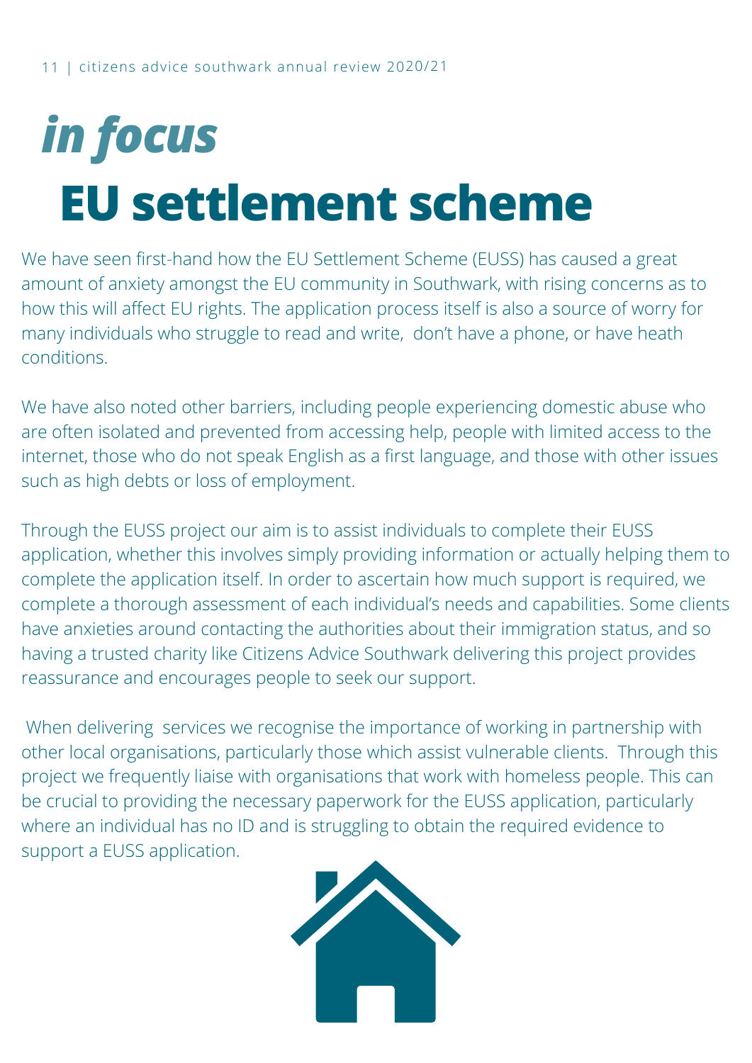*in focus*

# EU settlement scheme

We have seen first-hand how the EU Settlement Scheme (EUSS) has caused a great amount of anxiety amongst the EU community in Southwark, with rising concerns as to how this will affect EU rights. The application process itself is also a source of worry for many individuals who struggle to read and write, don't have a phone, or have heath conditions.

We have also noted other barriers, including people experiencing domestic abuse who are often isolated and prevented from accessing help, people with limited access to the internet, those who do not speak English as a first language, and those with other issues such as high debts or loss of employment.

Through the EUSS project our aim is to assist individuals to complete their EUSS application, whether this involves simply providing information or actually helping them to complete the application itself. In order to ascertain how much support is required, we complete a thorough assessment of each individual's needs and capabilities. Some clients have anxieties around contacting the authorities about their immigration status, and so having a trusted charity like Citizens Advice Southwark delivering this project provides reassurance and encourages people to seek our support.

When delivering services we recognise the importance of working in partnership with other local organisations, particularly those which assist vulnerable clients. Through this project we frequently liaise with organisations that work with homeless people. This can be crucial to providing the necessary paperwork for the EUSS application, particularly where an individual has no ID and is struggling to obtain the required evidence to support a EUSS application.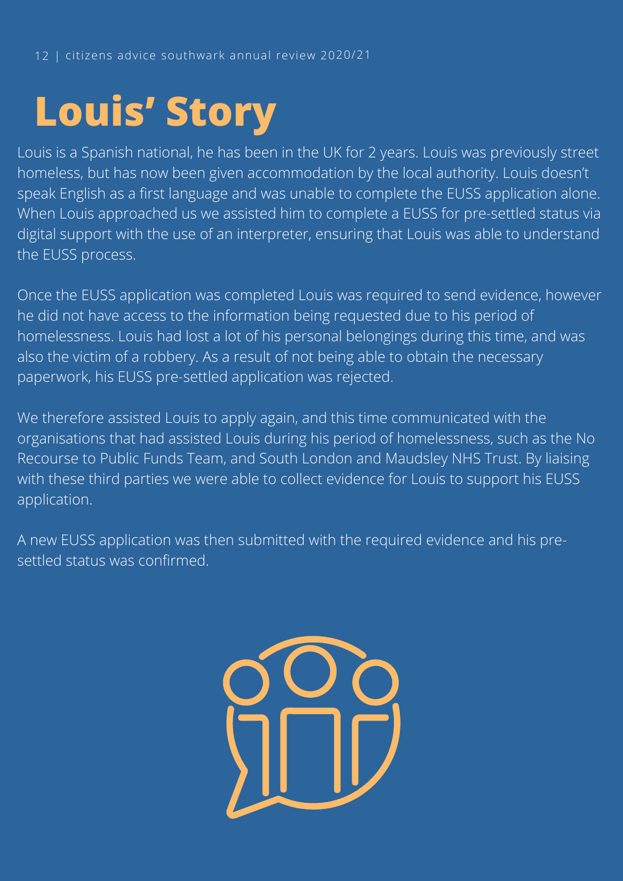# Louis' Story

Louis is a Spanish national, he has been in the UK for 2 years. Louis was previously street homeless, but has now been given accommodation by the local authority. Louis doesn't speak English as a first language and was unable to complete the EUSS application alone. When Louis approached us we assisted him to complete a EUSS for pre-settled status via digital support with the use of an interpreter, ensuring that Louis was able to understand the EUSS process.

Once the EUSS application was completed Louis was required to send evidence, however he did not have access to the information being requested due to his period of homelessness. Louis had lost a lot of his personal belongings during this time, and was also the victim of a robbery. As a result of not being able to obtain the necessary paperwork, his EUSS pre-settled application was rejected.

We therefore assisted Louis to apply again, and this time communicated with the organisations that had assisted Louis during his period of homelessness, such as the No Recourse to Public Funds Team, and South London and Maudsley NHS Trust. By liaising with these third parties we were able to collect evidence for Louis to support his EUSS application.

A new EUSS application was then submitted with the required evidence and his pre-settled status was confirmed.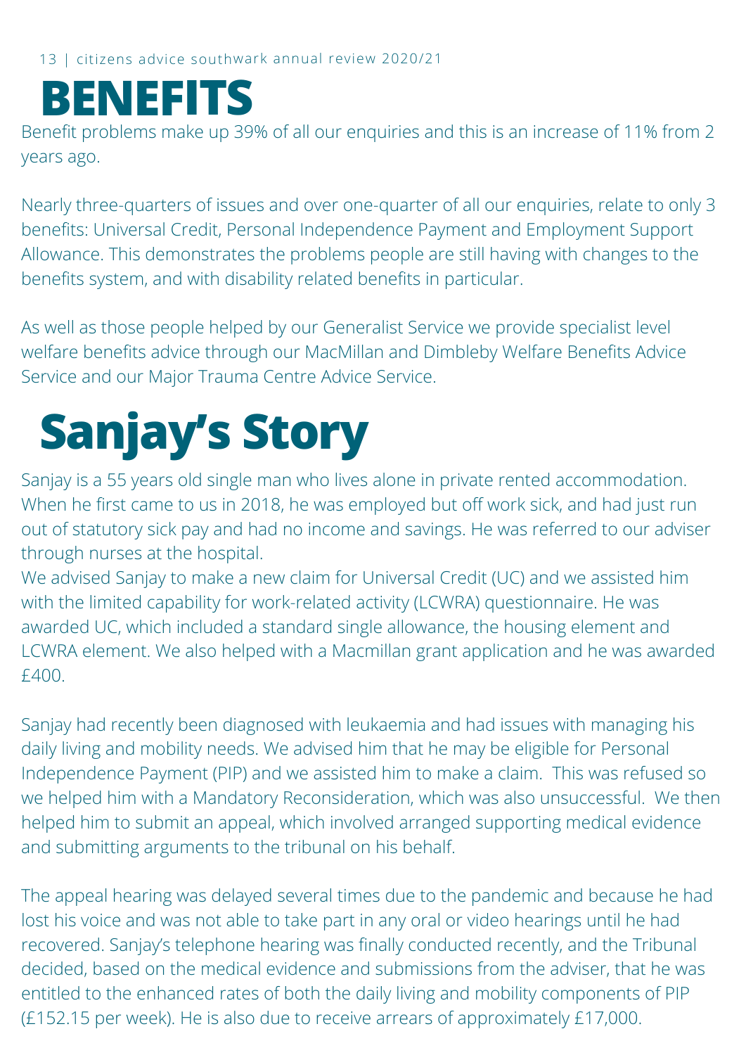# BENEFITS

Benefit problems make up 39% of all our enquiries and this is an increase of 11% from 2 years ago.

Nearly three-quarters of issues and over one-quarter of all our enquiries, relate to only 3 benefits: Universal Credit, Personal Independence Payment and Employment Support Allowance. This demonstrates the problems people are still having with changes to the benefits system, and with disability related benefits in particular.

As well as those people helped by our Generalist Service we provide specialist level welfare benefits advice through our MacMillan and Dimbleby Welfare Benefits Advice Service and our Major Trauma Centre Advice Service.

# Sanjay's Story

Sanjay is a 55 years old single man who lives alone in private rented accommodation. When he first came to us in 2018, he was employed but off work sick, and had just run out of statutory sick pay and had no income and savings. He was referred to our adviser through nurses at the hospital.
We advised Sanjay to make a new claim for Universal Credit (UC) and we assisted him with the limited capability for work-related activity (LCWRA) questionnaire. He was awarded UC, which included a standard single allowance, the housing element and LCWRA element. We also helped with a Macmillan grant application and he was awarded £400.

Sanjay had recently been diagnosed with leukaemia and had issues with managing his daily living and mobility needs. We advised him that he may be eligible for Personal Independence Payment (PIP) and we assisted him to make a claim. This was refused so we helped him with a Mandatory Reconsideration, which was also unsuccessful. We then helped him to submit an appeal, which involved arranged supporting medical evidence and submitting arguments to the tribunal on his behalf.

The appeal hearing was delayed several times due to the pandemic and because he had lost his voice and was not able to take part in any oral or video hearings until he had recovered. Sanjay's telephone hearing was finally conducted recently, and the Tribunal decided, based on the medical evidence and submissions from the adviser, that he was entitled to the enhanced rates of both the daily living and mobility components of PIP (£152.15 per week). He is also due to receive arrears of approximately £17,000.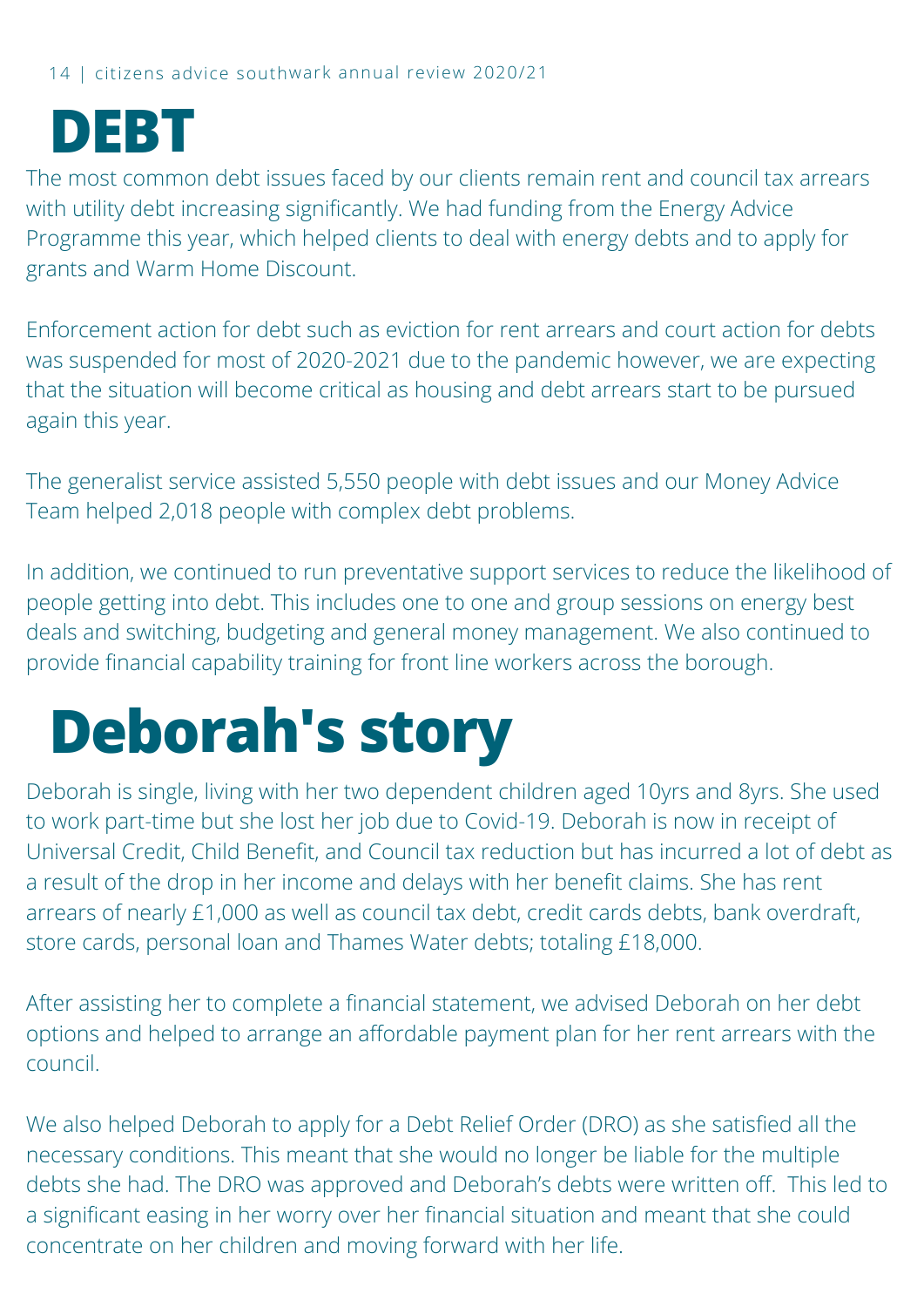# DEBT

The most common debt issues faced by our clients remain rent and council tax arrears with utility debt increasing significantly. We had funding from the Energy Advice Programme this year, which helped clients to deal with energy debts and to apply for grants and Warm Home Discount.

Enforcement action for debt such as eviction for rent arrears and court action for debts was suspended for most of 2020-2021 due to the pandemic however, we are expecting that the situation will become critical as housing and debt arrears start to be pursued again this year.

The generalist service assisted 5,550 people with debt issues and our Money Advice Team helped 2,018 people with complex debt problems.

In addition, we continued to run preventative support services to reduce the likelihood of people getting into debt. This includes one to one and group sessions on energy best deals and switching, budgeting and general money management. We also continued to provide financial capability training for front line workers across the borough.

# Deborah's story

Deborah is single, living with her two dependent children aged 10yrs and 8yrs. She used to work part-time but she lost her job due to Covid-19. Deborah is now in receipt of Universal Credit, Child Benefit, and Council tax reduction but has incurred a lot of debt as a result of the drop in her income and delays with her benefit claims. She has rent arrears of nearly £1,000 as well as council tax debt, credit cards debts, bank overdraft, store cards, personal loan and Thames Water debts; totaling £18,000.

After assisting her to complete a financial statement, we advised Deborah on her debt options and helped to arrange an affordable payment plan for her rent arrears with the council.

We also helped Deborah to apply for a Debt Relief Order (DRO) as she satisfied all the necessary conditions. This meant that she would no longer be liable for the multiple debts she had. The DRO was approved and Deborah's debts were written off. This led to a significant easing in her worry over her financial situation and meant that she could concentrate on her children and moving forward with her life.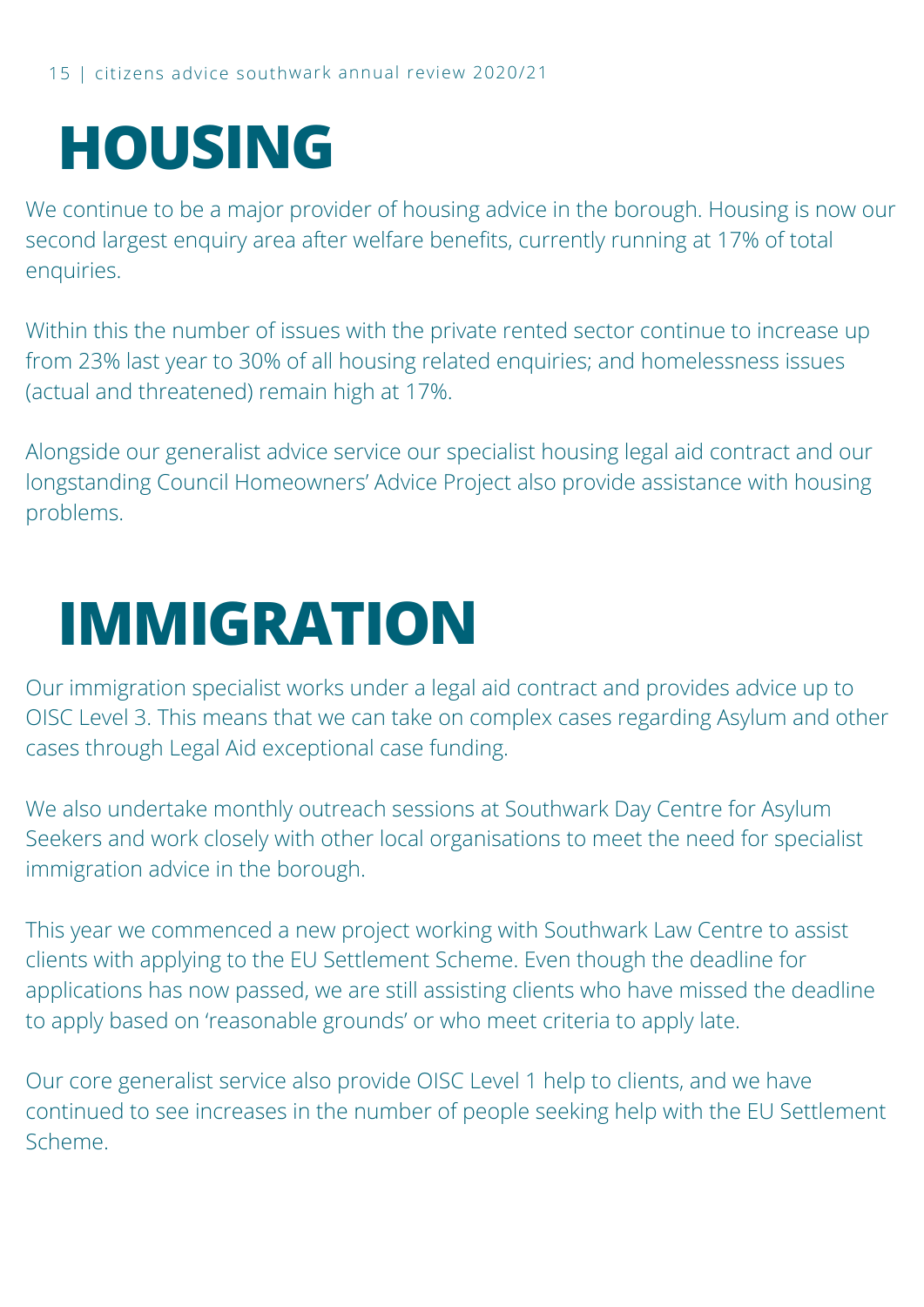# HOUSING

We continue to be a major provider of housing advice in the borough. Housing is now our second largest enquiry area after welfare benefits, currently running at 17% of total enquiries.

Within this the number of issues with the private rented sector continue to increase up from 23% last year to 30% of all housing related enquiries; and homelessness issues (actual and threatened) remain high at 17%.

Alongside our generalist advice service our specialist housing legal aid contract and our longstanding Council Homeowners' Advice Project also provide assistance with housing problems.

# IMMIGRATION

Our immigration specialist works under a legal aid contract and provides advice up to OISC Level 3. This means that we can take on complex cases regarding Asylum and other cases through Legal Aid exceptional case funding.

We also undertake monthly outreach sessions at Southwark Day Centre for Asylum Seekers and work closely with other local organisations to meet the need for specialist immigration advice in the borough.

This year we commenced a new project working with Southwark Law Centre to assist clients with applying to the EU Settlement Scheme. Even though the deadline for applications has now passed, we are still assisting clients who have missed the deadline to apply based on 'reasonable grounds' or who meet criteria to apply late.

Our core generalist service also provide OISC Level 1 help to clients, and we have continued to see increases in the number of people seeking help with the EU Settlement Scheme.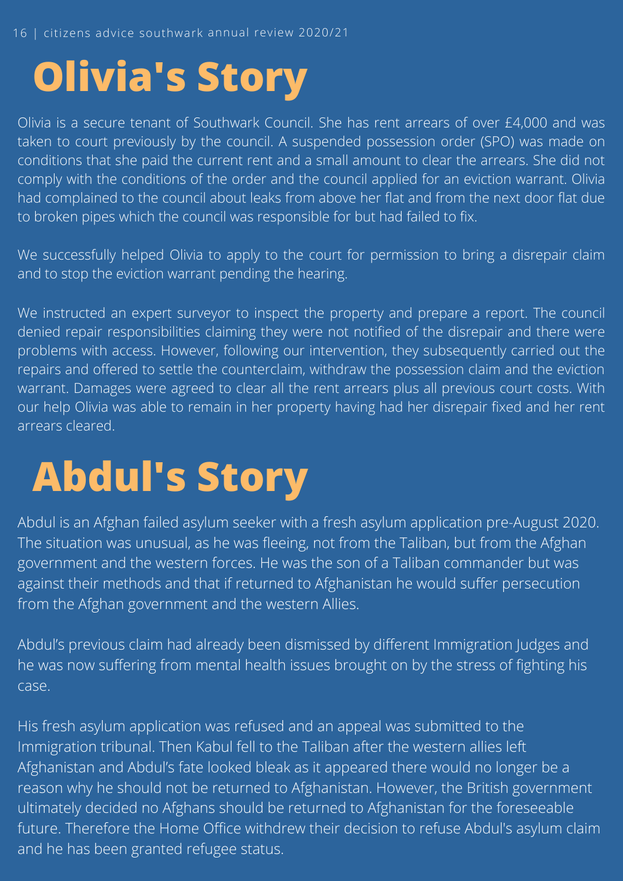# Olivia's Story

Olivia is a secure tenant of Southwark Council. She has rent arrears of over £4,000 and was taken to court previously by the council. A suspended possession order (SPO) was made on conditions that she paid the current rent and a small amount to clear the arrears. She did not comply with the conditions of the order and the council applied for an eviction warrant. Olivia had complained to the council about leaks from above her flat and from the next door flat due to broken pipes which the council was responsible for but had failed to fix.

We successfully helped Olivia to apply to the court for permission to bring a disrepair claim and to stop the eviction warrant pending the hearing.

We instructed an expert surveyor to inspect the property and prepare a report. The council denied repair responsibilities claiming they were not notified of the disrepair and there were problems with access. However, following our intervention, they subsequently carried out the repairs and offered to settle the counterclaim, withdraw the possession claim and the eviction warrant. Damages were agreed to clear all the rent arrears plus all previous court costs. With our help Olivia was able to remain in her property having had her disrepair fixed and her rent arrears cleared.

# Abdul's Story

Abdul is an Afghan failed asylum seeker with a fresh asylum application pre-August 2020. The situation was unusual, as he was fleeing, not from the Taliban, but from the Afghan government and the western forces. He was the son of a Taliban commander but was against their methods and that if returned to Afghanistan he would suffer persecution from the Afghan government and the western Allies.

Abdul's previous claim had already been dismissed by different Immigration Judges and he was now suffering from mental health issues brought on by the stress of fighting his case.

His fresh asylum application was refused and an appeal was submitted to the Immigration tribunal. Then Kabul fell to the Taliban after the western allies left Afghanistan and Abdul's fate looked bleak as it appeared there would no longer be a reason why he should not be returned to Afghanistan. However, the British government ultimately decided no Afghans should be returned to Afghanistan for the foreseeable future. Therefore the Home Office withdrew their decision to refuse Abdul's asylum claim and he has been granted refugee status.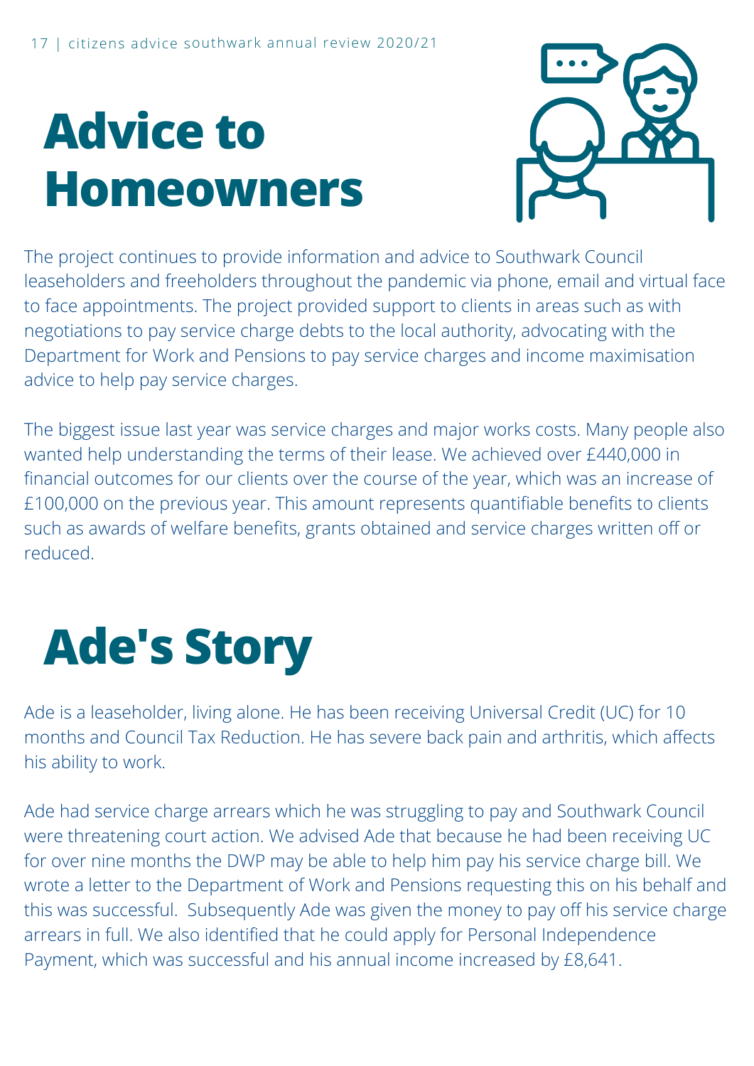# Advice to Homeowners

The project continues to provide information and advice to Southwark Council leaseholders and freeholders throughout the pandemic via phone, email and virtual face to face appointments. The project provided support to clients in areas such as with negotiations to pay service charge debts to the local authority, advocating with the Department for Work and Pensions to pay service charges and income maximisation advice to help pay service charges.

The biggest issue last year was service charges and major works costs. Many people also wanted help understanding the terms of their lease. We achieved over £440,000 in financial outcomes for our clients over the course of the year, which was an increase of £100,000 on the previous year. This amount represents quantifiable benefits to clients such as awards of welfare benefits, grants obtained and service charges written off or reduced.

# Ade's Story

Ade is a leaseholder, living alone. He has been receiving Universal Credit (UC) for 10 months and Council Tax Reduction. He has severe back pain and arthritis, which affects his ability to work.

Ade had service charge arrears which he was struggling to pay and Southwark Council were threatening court action. We advised Ade that because he had been receiving UC for over nine months the DWP may be able to help him pay his service charge bill. We wrote a letter to the Department of Work and Pensions requesting this on his behalf and this was successful. Subsequently Ade was given the money to pay off his service charge arrears in full. We also identified that he could apply for Personal Independence Payment, which was successful and his annual income increased by £8,641.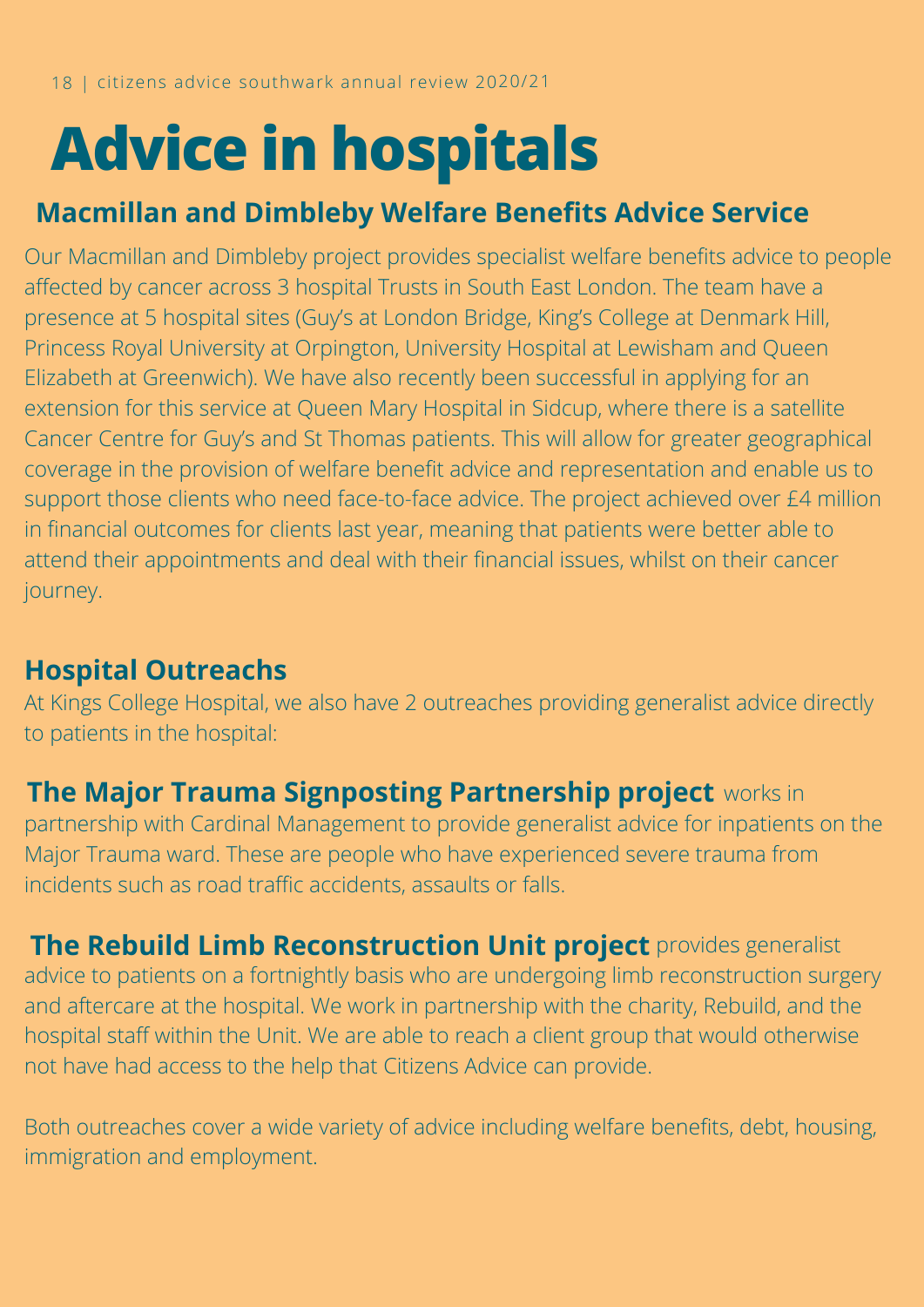# Advice in hospitals

## Macmillan and Dimbleby Welfare Benefits Advice Service

Our Macmillan and Dimbleby project provides specialist welfare benefits advice to people affected by cancer across 3 hospital Trusts in South East London. The team have a presence at 5 hospital sites (Guy's at London Bridge, King's College at Denmark Hill, Princess Royal University at Orpington, University Hospital at Lewisham and Queen Elizabeth at Greenwich). We have also recently been successful in applying for an extension for this service at Queen Mary Hospital in Sidcup, where there is a satellite Cancer Centre for Guy's and St Thomas patients. This will allow for greater geographical coverage in the provision of welfare benefit advice and representation and enable us to support those clients who need face-to-face advice. The project achieved over £4 million in financial outcomes for clients last year, meaning that patients were better able to attend their appointments and deal with their financial issues, whilst on their cancer journey.

## Hospital Outreachs

At Kings College Hospital, we also have 2 outreaches providing generalist advice directly to patients in the hospital:

**The Major Trauma Signposting Partnership project** works in partnership with Cardinal Management to provide generalist advice for inpatients on the Major Trauma ward. These are people who have experienced severe trauma from incidents such as road traffic accidents, assaults or falls.

**The Rebuild Limb Reconstruction Unit project** provides generalist advice to patients on a fortnightly basis who are undergoing limb reconstruction surgery and aftercare at the hospital. We work in partnership with the charity, Rebuild, and the hospital staff within the Unit. We are able to reach a client group that would otherwise not have had access to the help that Citizens Advice can provide.

Both outreaches cover a wide variety of advice including welfare benefits, debt, housing, immigration and employment.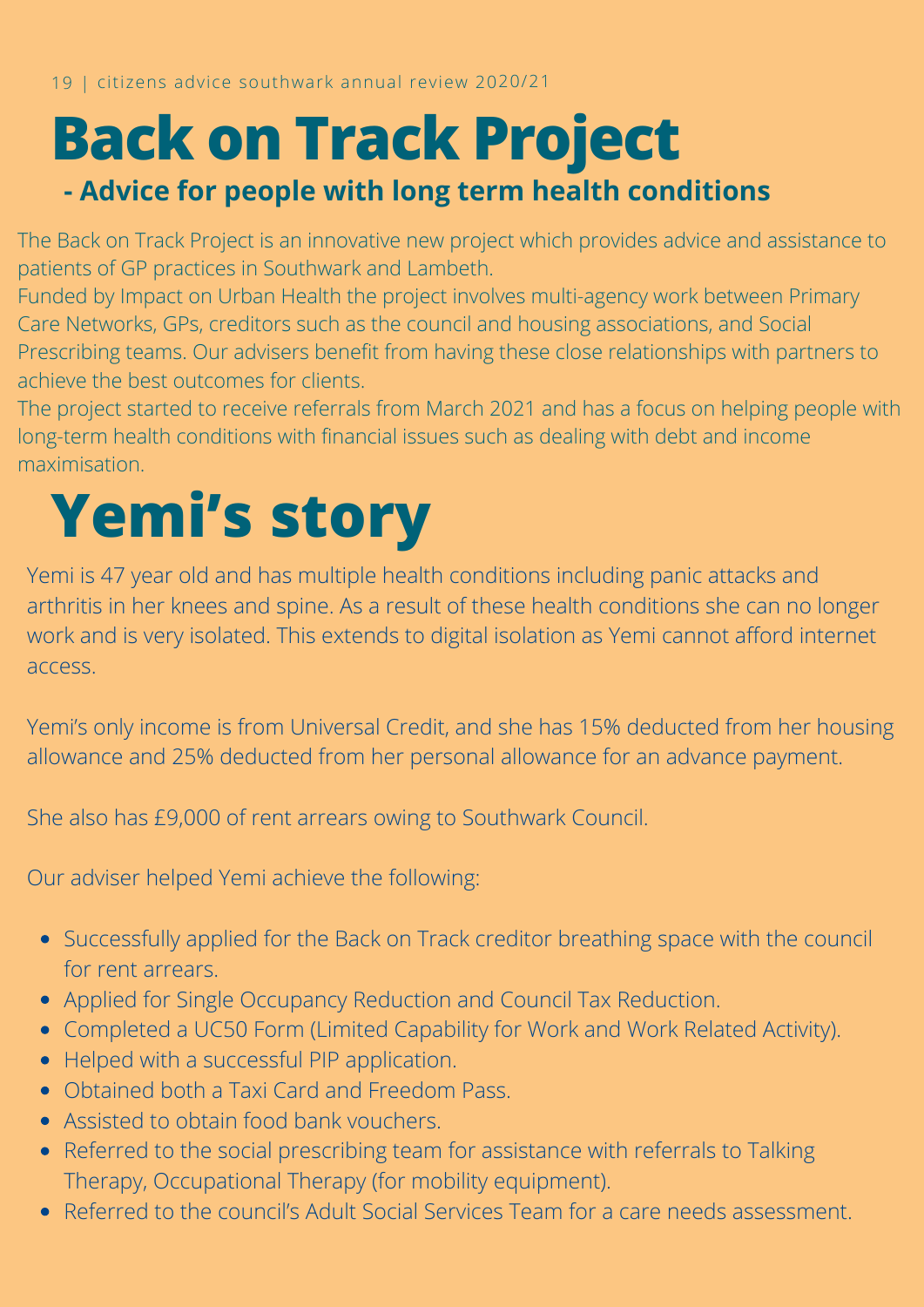# Back on Track Project

## - Advice for people with long term health conditions

The Back on Track Project is an innovative new project which provides advice and assistance to patients of GP practices in Southwark and Lambeth.
Funded by Impact on Urban Health the project involves multi-agency work between Primary Care Networks, GPs, creditors such as the council and housing associations, and Social Prescribing teams. Our advisers benefit from having these close relationships with partners to achieve the best outcomes for clients.
The project started to receive referrals from March 2021 and has a focus on helping people with long-term health conditions with financial issues such as dealing with debt and income maximisation.

# Yemi's story

Yemi is 47 year old and has multiple health conditions including panic attacks and arthritis in her knees and spine. As a result of these health conditions she can no longer work and is very isolated. This extends to digital isolation as Yemi cannot afford internet access.

Yemi's only income is from Universal Credit, and she has 15% deducted from her housing allowance and 25% deducted from her personal allowance for an advance payment.

She also has £9,000 of rent arrears owing to Southwark Council.

Our adviser helped Yemi achieve the following:

- Successfully applied for the Back on Track creditor breathing space with the council for rent arrears.
- Applied for Single Occupancy Reduction and Council Tax Reduction.
- Completed a UC50 Form (Limited Capability for Work and Work Related Activity).
- Helped with a successful PIP application.
- Obtained both a Taxi Card and Freedom Pass.
- Assisted to obtain food bank vouchers.
- Referred to the social prescribing team for assistance with referrals to Talking Therapy, Occupational Therapy (for mobility equipment).
- Referred to the council's Adult Social Services Team for a care needs assessment.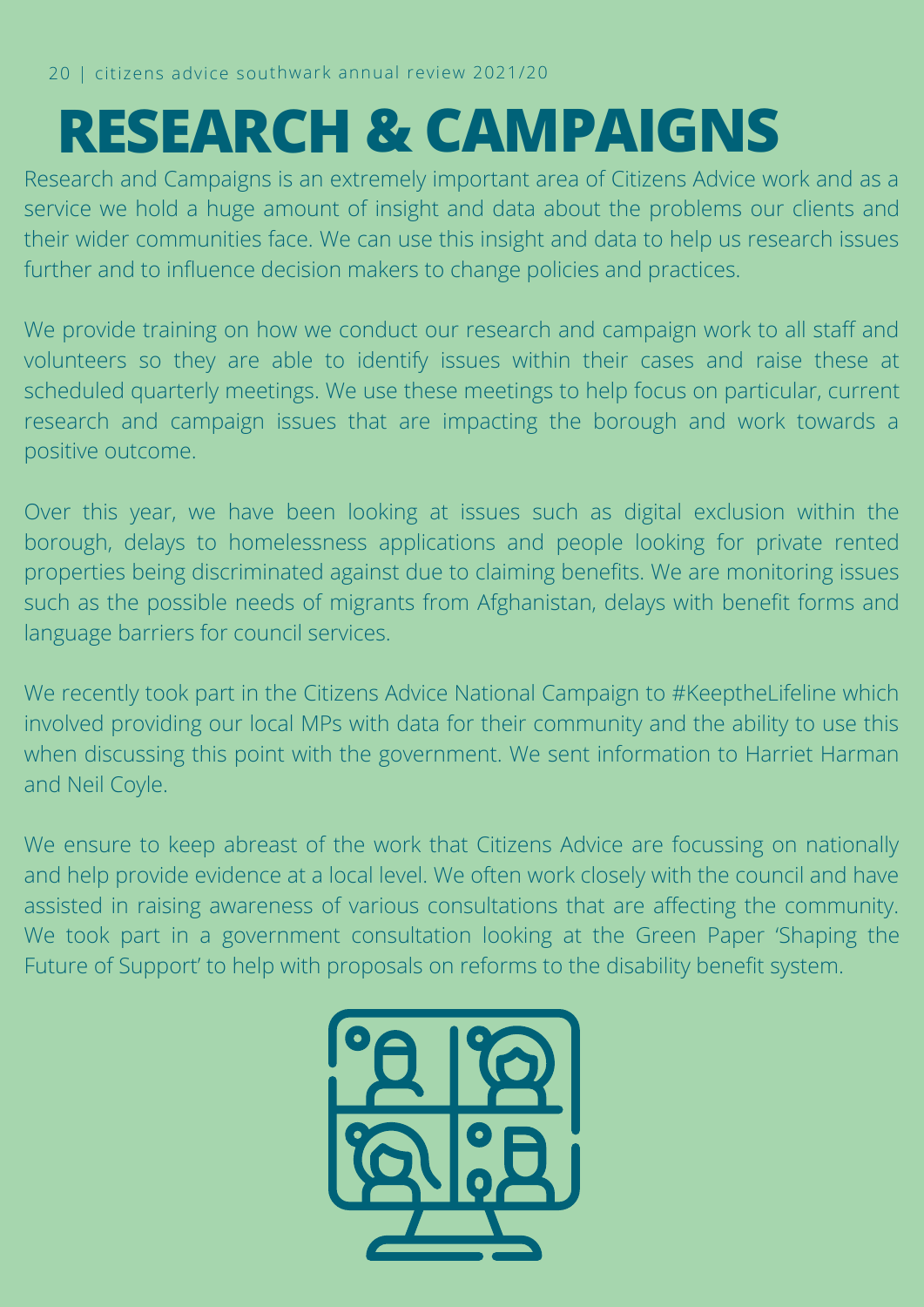# RESEARCH & CAMPAIGNS

Research and Campaigns is an extremely important area of Citizens Advice work and as a service we hold a huge amount of insight and data about the problems our clients and their wider communities face. We can use this insight and data to help us research issues further and to influence decision makers to change policies and practices.

We provide training on how we conduct our research and campaign work to all staff and volunteers so they are able to identify issues within their cases and raise these at scheduled quarterly meetings. We use these meetings to help focus on particular, current research and campaign issues that are impacting the borough and work towards a positive outcome.

Over this year, we have been looking at issues such as digital exclusion within the borough, delays to homelessness applications and people looking for private rented properties being discriminated against due to claiming benefits. We are monitoring issues such as the possible needs of migrants from Afghanistan, delays with benefit forms and language barriers for council services.

We recently took part in the Citizens Advice National Campaign to #KeeptheLifeline which involved providing our local MPs with data for their community and the ability to use this when discussing this point with the government. We sent information to Harriet Harman and Neil Coyle.

We ensure to keep abreast of the work that Citizens Advice are focussing on nationally and help provide evidence at a local level. We often work closely with the council and have assisted in raising awareness of various consultations that are affecting the community. We took part in a government consultation looking at the Green Paper 'Shaping the Future of Support' to help with proposals on reforms to the disability benefit system.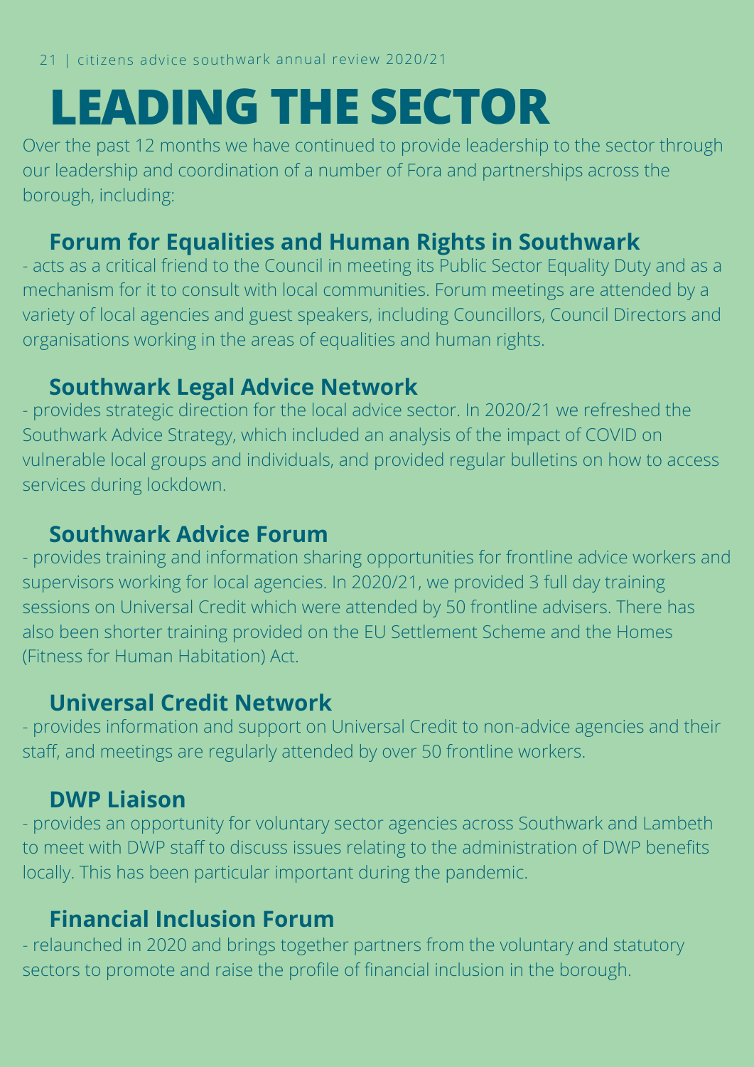# LEADING THE SECTOR

Over the past 12 months we have continued to provide leadership to the sector through our leadership and coordination of a number of Fora and partnerships across the borough, including:

## Forum for Equalities and Human Rights in Southwark

- acts as a critical friend to the Council in meeting its Public Sector Equality Duty and as a mechanism for it to consult with local communities. Forum meetings are attended by a variety of local agencies and guest speakers, including Councillors, Council Directors and organisations working in the areas of equalities and human rights.

## Southwark Legal Advice Network

- provides strategic direction for the local advice sector. In 2020/21 we refreshed the Southwark Advice Strategy, which included an analysis of the impact of COVID on vulnerable local groups and individuals, and provided regular bulletins on how to access services during lockdown.

## Southwark Advice Forum

- provides training and information sharing opportunities for frontline advice workers and supervisors working for local agencies. In 2020/21, we provided 3 full day training sessions on Universal Credit which were attended by 50 frontline advisers. There has also been shorter training provided on the EU Settlement Scheme and the Homes (Fitness for Human Habitation) Act.

## Universal Credit Network

- provides information and support on Universal Credit to non-advice agencies and their staff, and meetings are regularly attended by over 50 frontline workers.

## DWP Liaison

- provides an opportunity for voluntary sector agencies across Southwark and Lambeth to meet with DWP staff to discuss issues relating to the administration of DWP benefits locally. This has been particular important during the pandemic.

## Financial Inclusion Forum

- relaunched in 2020 and brings together partners from the voluntary and statutory sectors to promote and raise the profile of financial inclusion in the borough.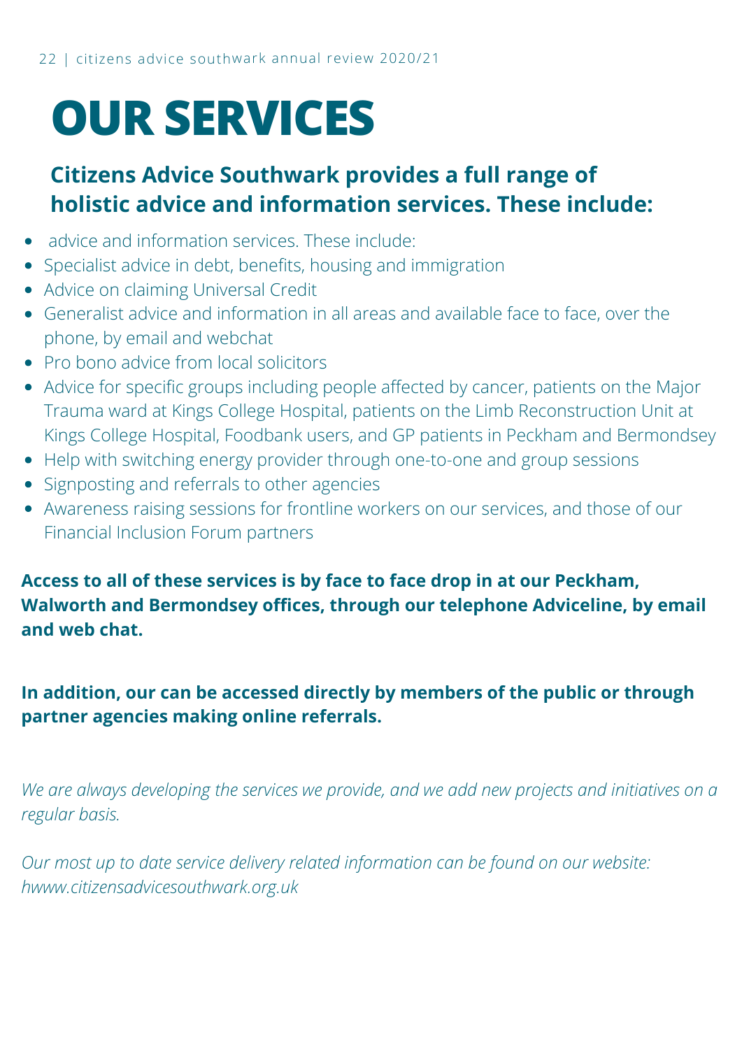# OUR SERVICES

## Citizens Advice Southwark provides a full range of holistic advice and information services. These include:

- advice and information services. These include:
- Specialist advice in debt, benefits, housing and immigration
- Advice on claiming Universal Credit
- Generalist advice and information in all areas and available face to face, over the phone, by email and webchat
- Pro bono advice from local solicitors
- Advice for specific groups including people affected by cancer, patients on the Major Trauma ward at Kings College Hospital, patients on the Limb Reconstruction Unit at Kings College Hospital, Foodbank users, and GP patients in Peckham and Bermondsey
- Help with switching energy provider through one-to-one and group sessions
- Signposting and referrals to other agencies
- Awareness raising sessions for frontline workers on our services, and those of our Financial Inclusion Forum partners

**Access to all of these services is by face to face drop in at our Peckham, Walworth and Bermondsey offices, through our telephone Adviceline, by email and web chat.**

**In addition, our can be accessed directly by members of the public or through partner agencies making online referrals.**

*We are always developing the services we provide, and we add new projects and initiatives on a regular basis.*

*Our most up to date service delivery related information can be found on our website: hwww.citizensadvicesouthwark.org.uk*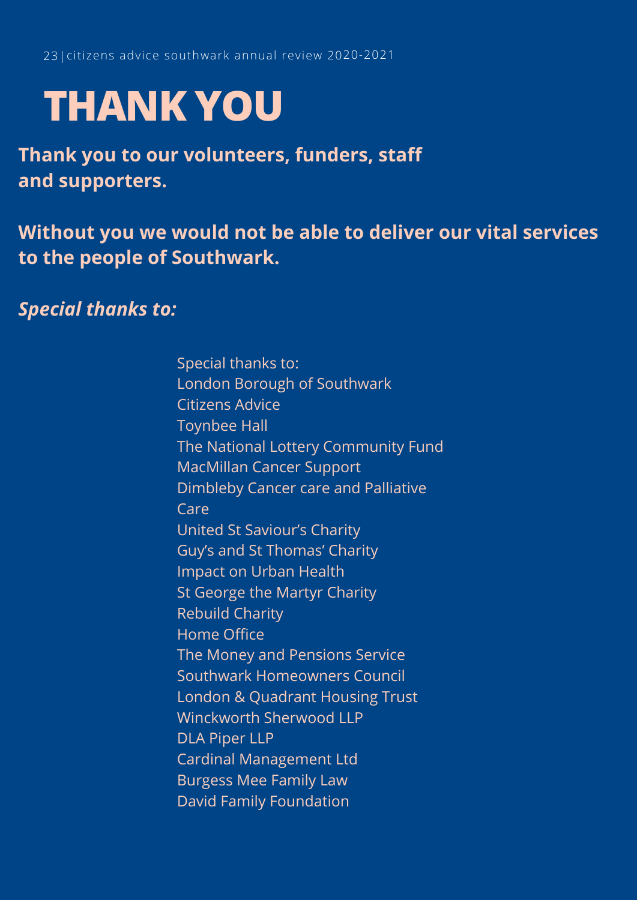# THANK YOU

**Thank you to our volunteers, funders, staff and supporters.**

**Without you we would not be able to deliver our vital services to the people of Southwark.**

***Special thanks to:***

Special thanks to:
London Borough of Southwark
Citizens Advice
Toynbee Hall
The National Lottery Community Fund
MacMillan Cancer Support
Dimbleby Cancer care and Palliative Care
United St Saviour's Charity
Guy's and St Thomas' Charity
Impact on Urban Health
St George the Martyr Charity
Rebuild Charity
Home Office
The Money and Pensions Service
Southwark Homeowners Council
London & Quadrant Housing Trust
Winckworth Sherwood LLP
DLA Piper LLP
Cardinal Management Ltd
Burgess Mee Family Law
David Family Foundation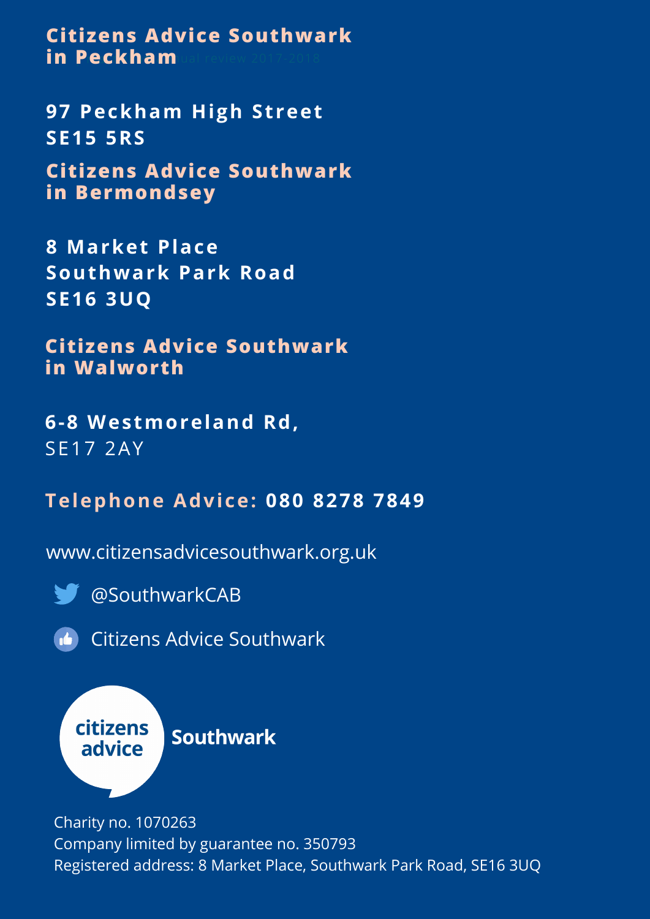**Citizens Advice Southwark in Peckham**

**97 Peckham High Street**
**SE15 5RS**

**Citizens Advice Southwark in Bermondsey**

**8 Market Place**
**Southwark Park Road**
**SE16 3UQ**

**Citizens Advice Southwark in Walworth**

**6-8 Westmoreland Rd,**
SE17 2AY

**Telephone Advice: 080 8278 7849**

www.citizensadvicesouthwark.org.uk

@SouthwarkCAB

Citizens Advice Southwark

citizens advice Southwark

Charity no. 1070263
Company limited by guarantee no. 350793
Registered address: 8 Market Place, Southwark Park Road, SE16 3UQ